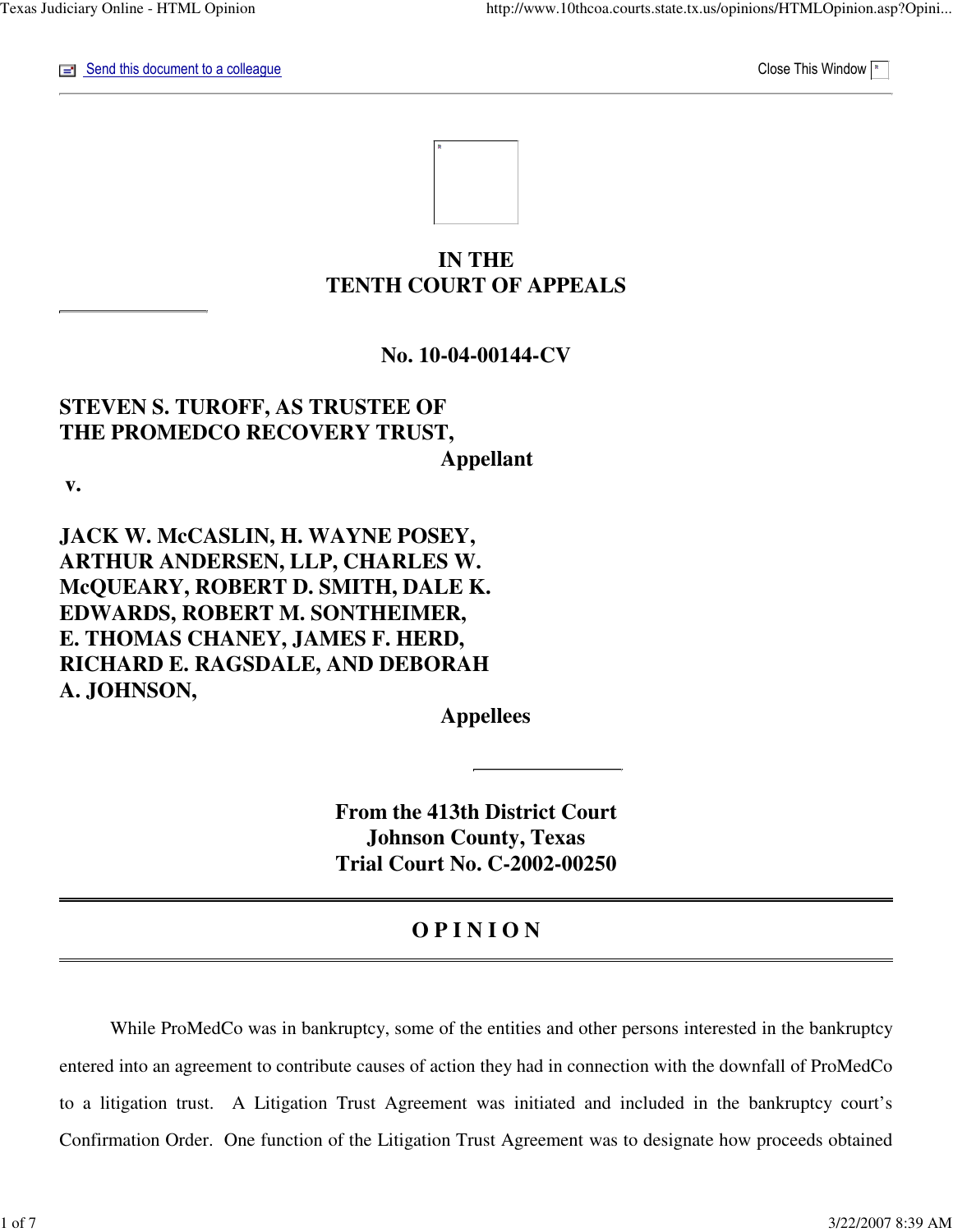Send this document to a colleague

Close This Window

# IN THE
# TENTH COURT OF APPEALS

**No. 10-04-00144-CV**

**STEVEN S. TUROFF, AS TRUSTEE OF THE PROMEDCO RECOVERY TRUST,**
**Appellant**

**v.**

**JACK W. McCASLIN, H. WAYNE POSEY, ARTHUR ANDERSEN, LLP, CHARLES W. McQUEARY, ROBERT D. SMITH, DALE K. EDWARDS, ROBERT M. SONTHEIMER, E. THOMAS CHANEY, JAMES F. HERD, RICHARD E. RAGSDALE, AND DEBORAH A. JOHNSON,**
**Appellees**

**From the 413th District Court**
**Johnson County, Texas**
**Trial Court No. C-2002-00250**

## O P I N I O N

While ProMedCo was in bankruptcy, some of the entities and other persons interested in the bankruptcy entered into an agreement to contribute causes of action they had in connection with the downfall of ProMedCo to a litigation trust. A Litigation Trust Agreement was initiated and included in the bankruptcy court's Confirmation Order. One function of the Litigation Trust Agreement was to designate how proceeds obtained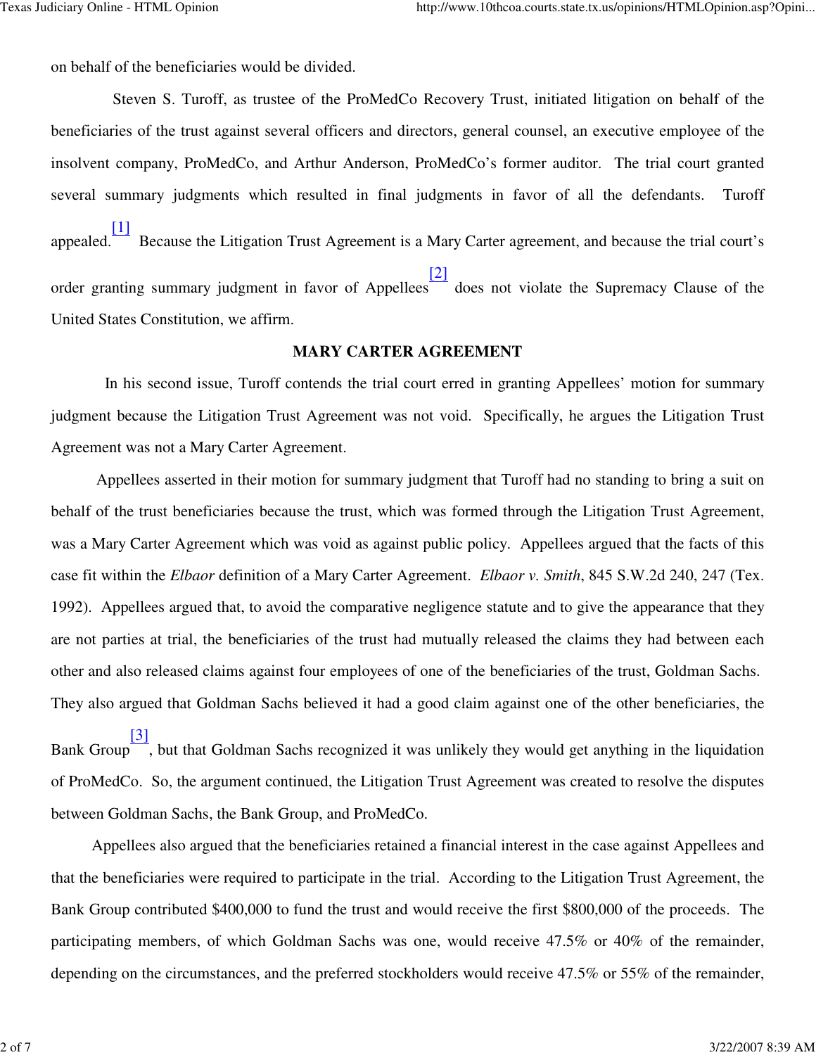on behalf of the beneficiaries would be divided.

Steven S. Turoff, as trustee of the ProMedCo Recovery Trust, initiated litigation on behalf of the beneficiaries of the trust against several officers and directors, general counsel, an executive employee of the insolvent company, ProMedCo, and Arthur Anderson, ProMedCo's former auditor. The trial court granted several summary judgments which resulted in final judgments in favor of all the defendants. Turoff appealed.[1] Because the Litigation Trust Agreement is a Mary Carter agreement, and because the trial court's order granting summary judgment in favor of Appellees[2] does not violate the Supremacy Clause of the United States Constitution, we affirm.

**MARY CARTER AGREEMENT**

In his second issue, Turoff contends the trial court erred in granting Appellees' motion for summary judgment because the Litigation Trust Agreement was not void. Specifically, he argues the Litigation Trust Agreement was not a Mary Carter Agreement.

Appellees asserted in their motion for summary judgment that Turoff had no standing to bring a suit on behalf of the trust beneficiaries because the trust, which was formed through the Litigation Trust Agreement, was a Mary Carter Agreement which was void as against public policy. Appellees argued that the facts of this case fit within the *Elbaor* definition of a Mary Carter Agreement. *Elbaor v. Smith*, 845 S.W.2d 240, 247 (Tex. 1992). Appellees argued that, to avoid the comparative negligence statute and to give the appearance that they are not parties at trial, the beneficiaries of the trust had mutually released the claims they had between each other and also released claims against four employees of one of the beneficiaries of the trust, Goldman Sachs. They also argued that Goldman Sachs believed it had a good claim against one of the other beneficiaries, the Bank Group[3], but that Goldman Sachs recognized it was unlikely they would get anything in the liquidation of ProMedCo. So, the argument continued, the Litigation Trust Agreement was created to resolve the disputes between Goldman Sachs, the Bank Group, and ProMedCo.

Appellees also argued that the beneficiaries retained a financial interest in the case against Appellees and that the beneficiaries were required to participate in the trial. According to the Litigation Trust Agreement, the Bank Group contributed $400,000 to fund the trust and would receive the first $800,000 of the proceeds. The participating members, of which Goldman Sachs was one, would receive 47.5% or 40% of the remainder, depending on the circumstances, and the preferred stockholders would receive 47.5% or 55% of the remainder,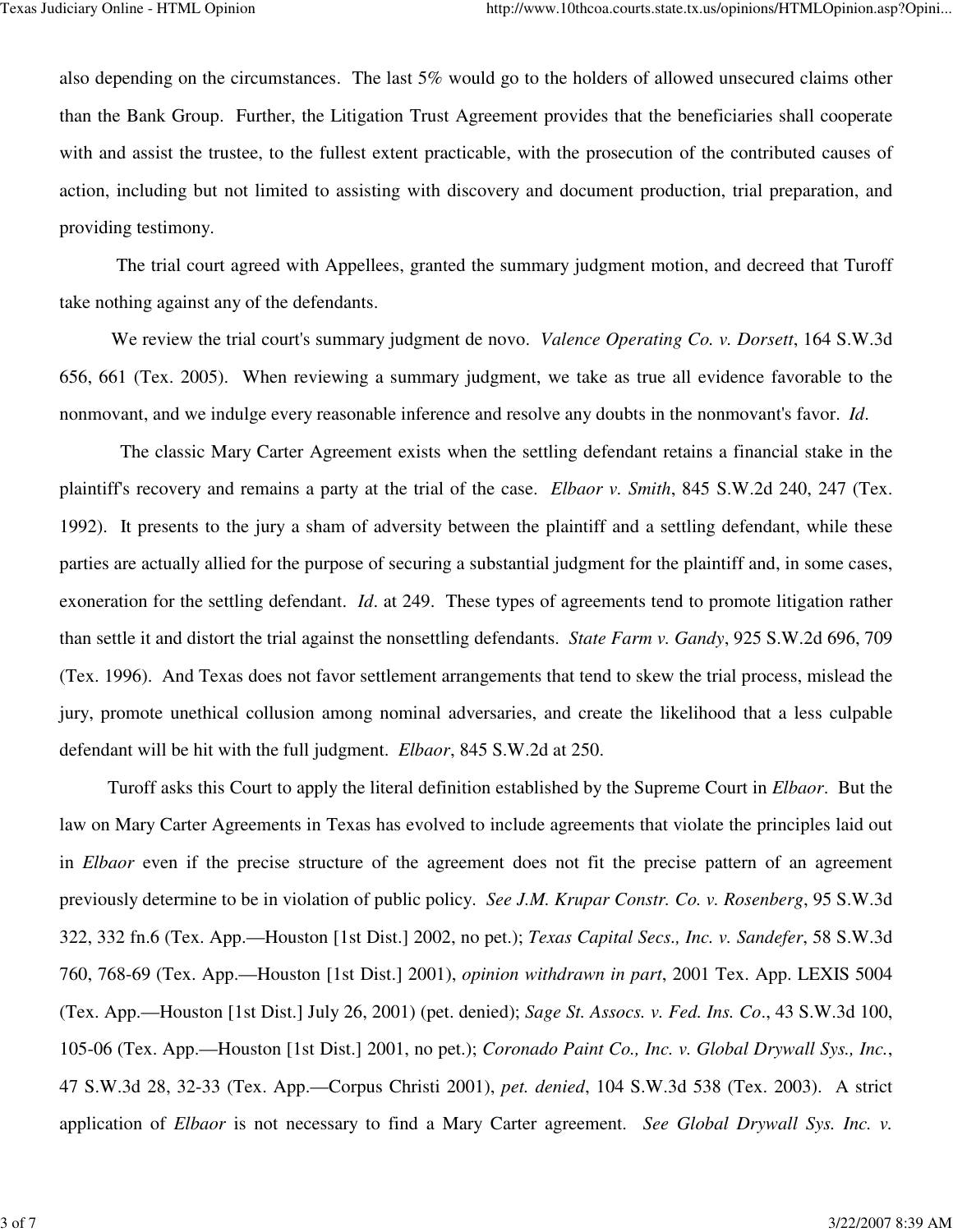also depending on the circumstances. The last 5% would go to the holders of allowed unsecured claims other than the Bank Group. Further, the Litigation Trust Agreement provides that the beneficiaries shall cooperate with and assist the trustee, to the fullest extent practicable, with the prosecution of the contributed causes of action, including but not limited to assisting with discovery and document production, trial preparation, and providing testimony.

The trial court agreed with Appellees, granted the summary judgment motion, and decreed that Turoff take nothing against any of the defendants.

We review the trial court's summary judgment de novo. *Valence Operating Co. v. Dorsett*, 164 S.W.3d 656, 661 (Tex. 2005). When reviewing a summary judgment, we take as true all evidence favorable to the nonmovant, and we indulge every reasonable inference and resolve any doubts in the nonmovant's favor. *Id*.

The classic Mary Carter Agreement exists when the settling defendant retains a financial stake in the plaintiff's recovery and remains a party at the trial of the case. *Elbaor v. Smith*, 845 S.W.2d 240, 247 (Tex. 1992). It presents to the jury a sham of adversity between the plaintiff and a settling defendant, while these parties are actually allied for the purpose of securing a substantial judgment for the plaintiff and, in some cases, exoneration for the settling defendant. *Id*. at 249. These types of agreements tend to promote litigation rather than settle it and distort the trial against the nonsettling defendants. *State Farm v. Gandy*, 925 S.W.2d 696, 709 (Tex. 1996). And Texas does not favor settlement arrangements that tend to skew the trial process, mislead the jury, promote unethical collusion among nominal adversaries, and create the likelihood that a less culpable defendant will be hit with the full judgment. *Elbaor*, 845 S.W.2d at 250.

Turoff asks this Court to apply the literal definition established by the Supreme Court in *Elbaor*. But the law on Mary Carter Agreements in Texas has evolved to include agreements that violate the principles laid out in *Elbaor* even if the precise structure of the agreement does not fit the precise pattern of an agreement previously determine to be in violation of public policy. *See J.M. Krupar Constr. Co. v. Rosenberg*, 95 S.W.3d 322, 332 fn.6 (Tex. App.—Houston [1st Dist.] 2002, no pet.); *Texas Capital Secs., Inc. v. Sandefer*, 58 S.W.3d 760, 768-69 (Tex. App.—Houston [1st Dist.] 2001), *opinion withdrawn in part*, 2001 Tex. App. LEXIS 5004 (Tex. App.—Houston [1st Dist.] July 26, 2001) (pet. denied); *Sage St. Assocs. v. Fed. Ins. Co*., 43 S.W.3d 100, 105-06 (Tex. App.—Houston [1st Dist.] 2001, no pet.); *Coronado Paint Co., Inc. v. Global Drywall Sys., Inc.*, 47 S.W.3d 28, 32-33 (Tex. App.—Corpus Christi 2001), *pet. denied*, 104 S.W.3d 538 (Tex. 2003). A strict application of *Elbaor* is not necessary to find a Mary Carter agreement. *See Global Drywall Sys. Inc. v.*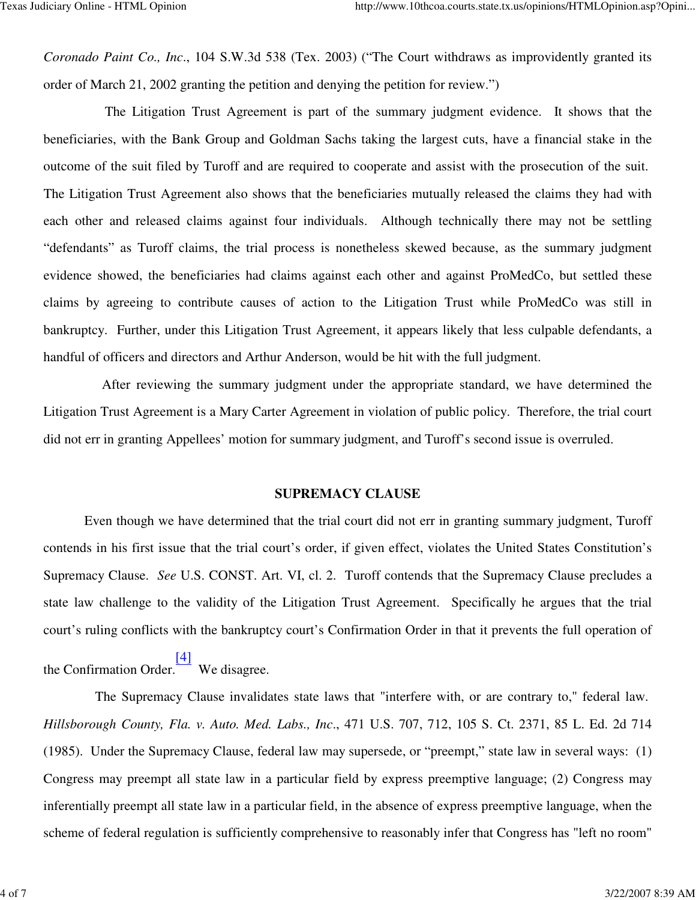*Coronado Paint Co., Inc*., 104 S.W.3d 538 (Tex. 2003) ("The Court withdraws as improvidently granted its order of March 21, 2002 granting the petition and denying the petition for review.")

The Litigation Trust Agreement is part of the summary judgment evidence. It shows that the beneficiaries, with the Bank Group and Goldman Sachs taking the largest cuts, have a financial stake in the outcome of the suit filed by Turoff and are required to cooperate and assist with the prosecution of the suit. The Litigation Trust Agreement also shows that the beneficiaries mutually released the claims they had with each other and released claims against four individuals. Although technically there may not be settling "defendants" as Turoff claims, the trial process is nonetheless skewed because, as the summary judgment evidence showed, the beneficiaries had claims against each other and against ProMedCo, but settled these claims by agreeing to contribute causes of action to the Litigation Trust while ProMedCo was still in bankruptcy. Further, under this Litigation Trust Agreement, it appears likely that less culpable defendants, a handful of officers and directors and Arthur Anderson, would be hit with the full judgment.

After reviewing the summary judgment under the appropriate standard, we have determined the Litigation Trust Agreement is a Mary Carter Agreement in violation of public policy. Therefore, the trial court did not err in granting Appellees' motion for summary judgment, and Turoff's second issue is overruled.

## SUPREMACY CLAUSE

Even though we have determined that the trial court did not err in granting summary judgment, Turoff contends in his first issue that the trial court's order, if given effect, violates the United States Constitution's Supremacy Clause. *See* U.S. CONST. Art. VI, cl. 2. Turoff contends that the Supremacy Clause precludes a state law challenge to the validity of the Litigation Trust Agreement. Specifically he argues that the trial court's ruling conflicts with the bankruptcy court's Confirmation Order in that it prevents the full operation of the Confirmation Order.[4] We disagree.

The Supremacy Clause invalidates state laws that "interfere with, or are contrary to," federal law. *Hillsborough County, Fla. v. Auto. Med. Labs., Inc*., 471 U.S. 707, 712, 105 S. Ct. 2371, 85 L. Ed. 2d 714 (1985). Under the Supremacy Clause, federal law may supersede, or "preempt," state law in several ways: (1) Congress may preempt all state law in a particular field by express preemptive language; (2) Congress may inferentially preempt all state law in a particular field, in the absence of express preemptive language, when the scheme of federal regulation is sufficiently comprehensive to reasonably infer that Congress has "left no room"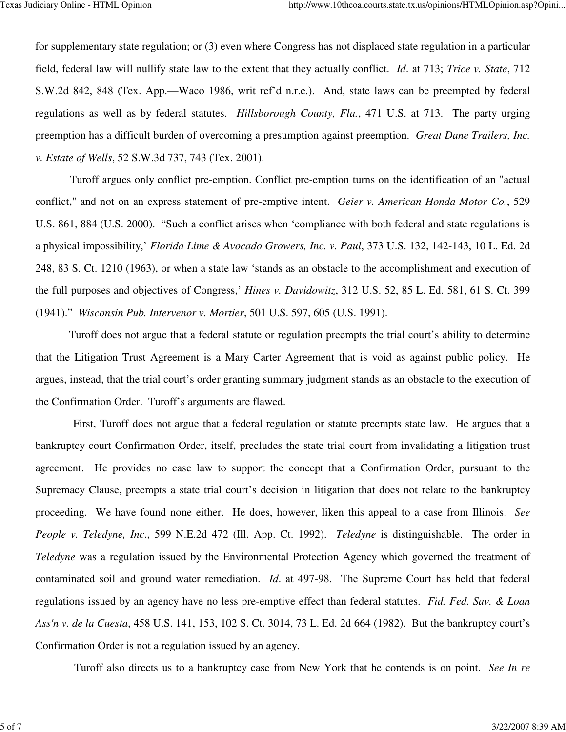for supplementary state regulation; or (3) even where Congress has not displaced state regulation in a particular field, federal law will nullify state law to the extent that they actually conflict. *Id*. at 713; *Trice v. State*, 712 S.W.2d 842, 848 (Tex. App.—Waco 1986, writ ref'd n.r.e.). And, state laws can be preempted by federal regulations as well as by federal statutes. *Hillsborough County, Fla.*, 471 U.S. at 713. The party urging preemption has a difficult burden of overcoming a presumption against preemption. *Great Dane Trailers, Inc. v. Estate of Wells*, 52 S.W.3d 737, 743 (Tex. 2001).

Turoff argues only conflict pre-emption. Conflict pre-emption turns on the identification of an "actual conflict," and not on an express statement of pre-emptive intent. *Geier v. American Honda Motor Co.*, 529 U.S. 861, 884 (U.S. 2000). "Such a conflict arises when 'compliance with both federal and state regulations is a physical impossibility,' *Florida Lime & Avocado Growers, Inc. v. Paul*, 373 U.S. 132, 142-143, 10 L. Ed. 2d 248, 83 S. Ct. 1210 (1963), or when a state law 'stands as an obstacle to the accomplishment and execution of the full purposes and objectives of Congress,' *Hines v. Davidowitz*, 312 U.S. 52, 85 L. Ed. 581, 61 S. Ct. 399 (1941)." *Wisconsin Pub. Intervenor v. Mortier*, 501 U.S. 597, 605 (U.S. 1991).

Turoff does not argue that a federal statute or regulation preempts the trial court's ability to determine that the Litigation Trust Agreement is a Mary Carter Agreement that is void as against public policy. He argues, instead, that the trial court's order granting summary judgment stands as an obstacle to the execution of the Confirmation Order. Turoff's arguments are flawed.

First, Turoff does not argue that a federal regulation or statute preempts state law. He argues that a bankruptcy court Confirmation Order, itself, precludes the state trial court from invalidating a litigation trust agreement. He provides no case law to support the concept that a Confirmation Order, pursuant to the Supremacy Clause, preempts a state trial court's decision in litigation that does not relate to the bankruptcy proceeding. We have found none either. He does, however, liken this appeal to a case from Illinois. *See People v. Teledyne, Inc*., 599 N.E.2d 472 (Ill. App. Ct. 1992). *Teledyne* is distinguishable. The order in *Teledyne* was a regulation issued by the Environmental Protection Agency which governed the treatment of contaminated soil and ground water remediation. *Id*. at 497-98. The Supreme Court has held that federal regulations issued by an agency have no less pre-emptive effect than federal statutes. *Fid. Fed. Sav. & Loan Ass'n v. de la Cuesta*, 458 U.S. 141, 153, 102 S. Ct. 3014, 73 L. Ed. 2d 664 (1982). But the bankruptcy court's Confirmation Order is not a regulation issued by an agency.

Turoff also directs us to a bankruptcy case from New York that he contends is on point. *See In re*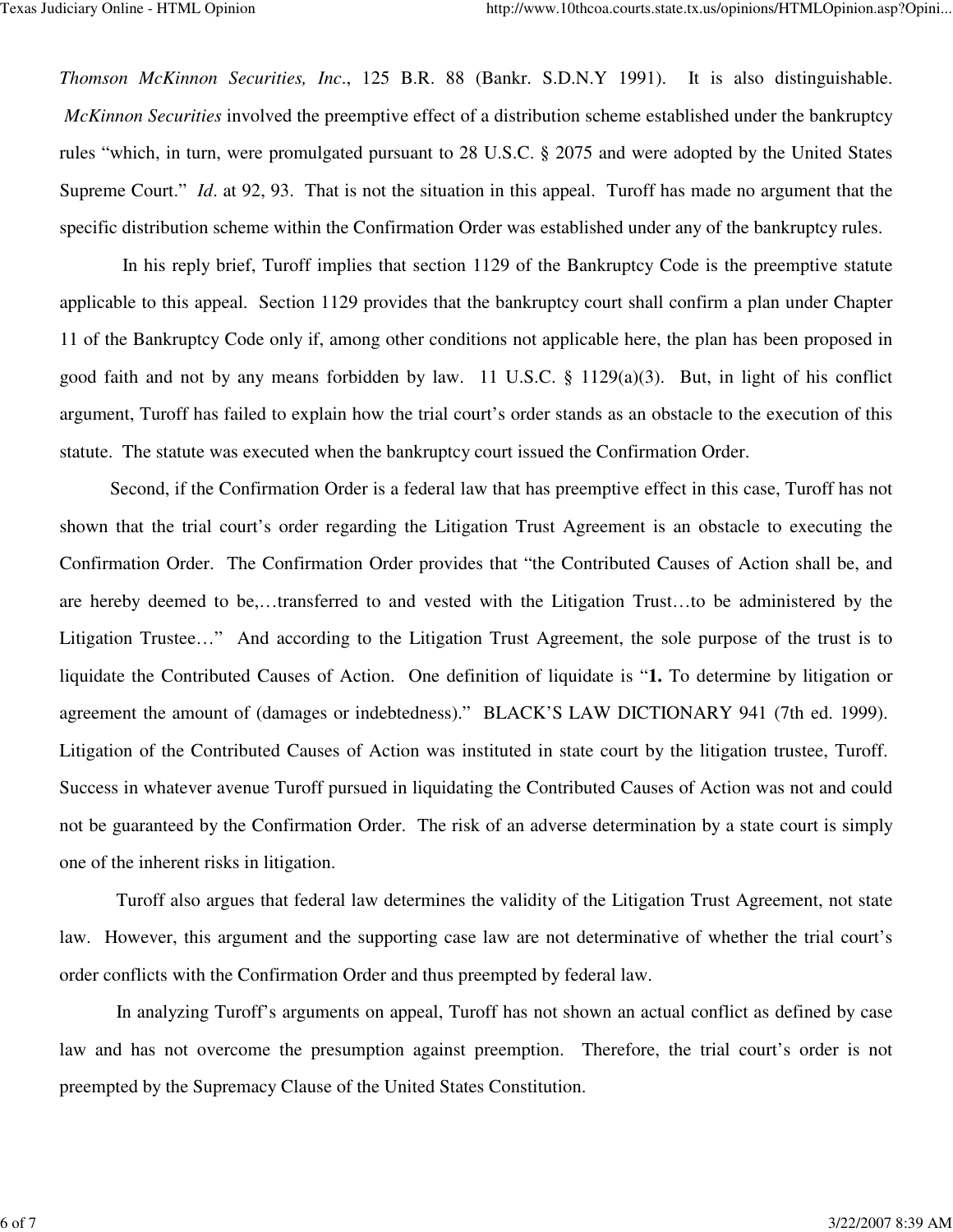*Thomson McKinnon Securities, Inc*., 125 B.R. 88 (Bankr. S.D.N.Y 1991). It is also distinguishable. *McKinnon Securities* involved the preemptive effect of a distribution scheme established under the bankruptcy rules "which, in turn, were promulgated pursuant to 28 U.S.C. § 2075 and were adopted by the United States Supreme Court." *Id*. at 92, 93. That is not the situation in this appeal. Turoff has made no argument that the specific distribution scheme within the Confirmation Order was established under any of the bankruptcy rules.

In his reply brief, Turoff implies that section 1129 of the Bankruptcy Code is the preemptive statute applicable to this appeal. Section 1129 provides that the bankruptcy court shall confirm a plan under Chapter 11 of the Bankruptcy Code only if, among other conditions not applicable here, the plan has been proposed in good faith and not by any means forbidden by law. 11 U.S.C. § 1129(a)(3). But, in light of his conflict argument, Turoff has failed to explain how the trial court's order stands as an obstacle to the execution of this statute. The statute was executed when the bankruptcy court issued the Confirmation Order.

Second, if the Confirmation Order is a federal law that has preemptive effect in this case, Turoff has not shown that the trial court's order regarding the Litigation Trust Agreement is an obstacle to executing the Confirmation Order. The Confirmation Order provides that "the Contributed Causes of Action shall be, and are hereby deemed to be,…transferred to and vested with the Litigation Trust…to be administered by the Litigation Trustee…" And according to the Litigation Trust Agreement, the sole purpose of the trust is to liquidate the Contributed Causes of Action. One definition of liquidate is "**1.** To determine by litigation or agreement the amount of (damages or indebtedness)." BLACK'S LAW DICTIONARY 941 (7th ed. 1999). Litigation of the Contributed Causes of Action was instituted in state court by the litigation trustee, Turoff. Success in whatever avenue Turoff pursued in liquidating the Contributed Causes of Action was not and could not be guaranteed by the Confirmation Order. The risk of an adverse determination by a state court is simply one of the inherent risks in litigation.

Turoff also argues that federal law determines the validity of the Litigation Trust Agreement, not state law. However, this argument and the supporting case law are not determinative of whether the trial court's order conflicts with the Confirmation Order and thus preempted by federal law.

In analyzing Turoff's arguments on appeal, Turoff has not shown an actual conflict as defined by case law and has not overcome the presumption against preemption. Therefore, the trial court's order is not preempted by the Supremacy Clause of the United States Constitution.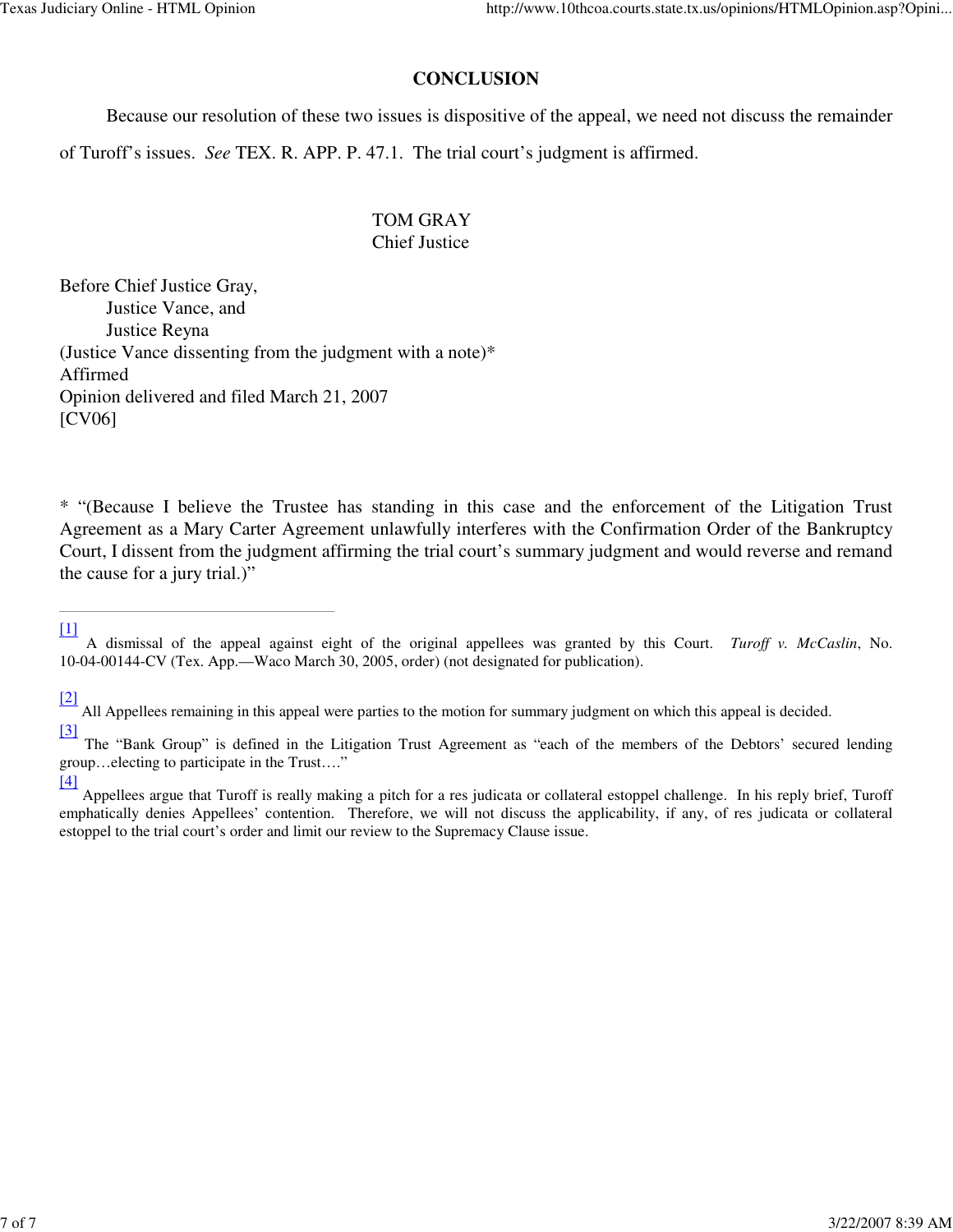## CONCLUSION

Because our resolution of these two issues is dispositive of the appeal, we need not discuss the remainder of Turoff's issues. *See* TEX. R. APP. P. 47.1. The trial court's judgment is affirmed.

TOM GRAY
Chief Justice

Before Chief Justice Gray,
Justice Vance, and
Justice Reyna
(Justice Vance dissenting from the judgment with a note)*
Affirmed
Opinion delivered and filed March 21, 2007
[CV06]

* "(Because I believe the Trustee has standing in this case and the enforcement of the Litigation Trust Agreement as a Mary Carter Agreement unlawfully interferes with the Confirmation Order of the Bankruptcy Court, I dissent from the judgment affirming the trial court's summary judgment and would reverse and remand the cause for a jury trial.)"

---

[1] A dismissal of the appeal against eight of the original appellees was granted by this Court. *Turoff v. McCaslin*, No. 10-04-00144-CV (Tex. App.—Waco March 30, 2005, order) (not designated for publication).

[2] All Appellees remaining in this appeal were parties to the motion for summary judgment on which this appeal is decided.

[3] The "Bank Group" is defined in the Litigation Trust Agreement as "each of the members of the Debtors' secured lending group…electing to participate in the Trust…."

[4] Appellees argue that Turoff is really making a pitch for a res judicata or collateral estoppel challenge. In his reply brief, Turoff emphatically denies Appellees' contention. Therefore, we will not discuss the applicability, if any, of res judicata or collateral estoppel to the trial court's order and limit our review to the Supremacy Clause issue.